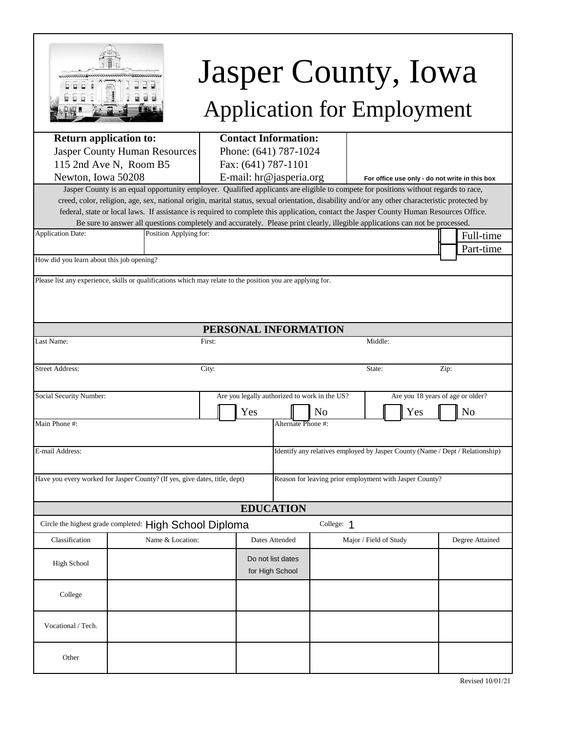# Jasper County, Iowa

## Application for Employment

| **Return application to:** | **Contact Information:** | |
|---|---|---|
| Jasper County Human Resources | Phone: (641) 787-1024 | |
| 115 2nd Ave N, Room B5 | Fax: (641) 787-1101 | |
| Newton, Iowa 50208 | E-mail: hr@jasperia.org | **For office use only - do not write in this box** |

Jasper County is an equal opportunity employer. Qualified applicants are eligible to compete for positions without regards to race, creed, color, religion, age, sex, national origin, marital status, sexual orientation, disability and/or any other characteristic protected by federal, state or local laws. If assistance is required to complete this application, contact the Jasper County Human Resources Office. Be sure to answer all questions completely and accurately. Please print clearly, illegible applications can not be processed.

| Application Date: | Position Applying for: | ☐ Full-time ☐ Part-time |
|---|---|---|

How did you learn about this job opening?

Please list any experience, skills or qualifications which may relate to the position you are applying for.

## PERSONAL INFORMATION

| Last Name: | First: | Middle: | |
|---|---|---|---|
| Street Address: | City: | State: | Zip: |

| Social Security Number: | Are you legally authorized to work in the US? ☐ Yes ☐ No | Are you 18 years of age or older? ☐ Yes ☐ No |
|---|---|---|

| Main Phone #: | Alternate Phone #: |
|---|---|
| E-mail Address: | Identify any relatives employed by Jasper County (Name / Dept / Relationship) |
| Have you every worked for Jasper County? (If yes, give dates, title, dept) | Reason for leaving prior employment with Jasper County? |

## EDUCATION

Circle the highest grade completed: High School Diploma College: 1

| Classification | Name & Location: | Dates Attended | Major / Field of Study | Degree Attained |
|---|---|---|---|---|
| High School | | Do not list dates for High School | | |
| College | | | | |
| Vocational / Tech. | | | | |
| Other | | | | |

Revised 10/01/21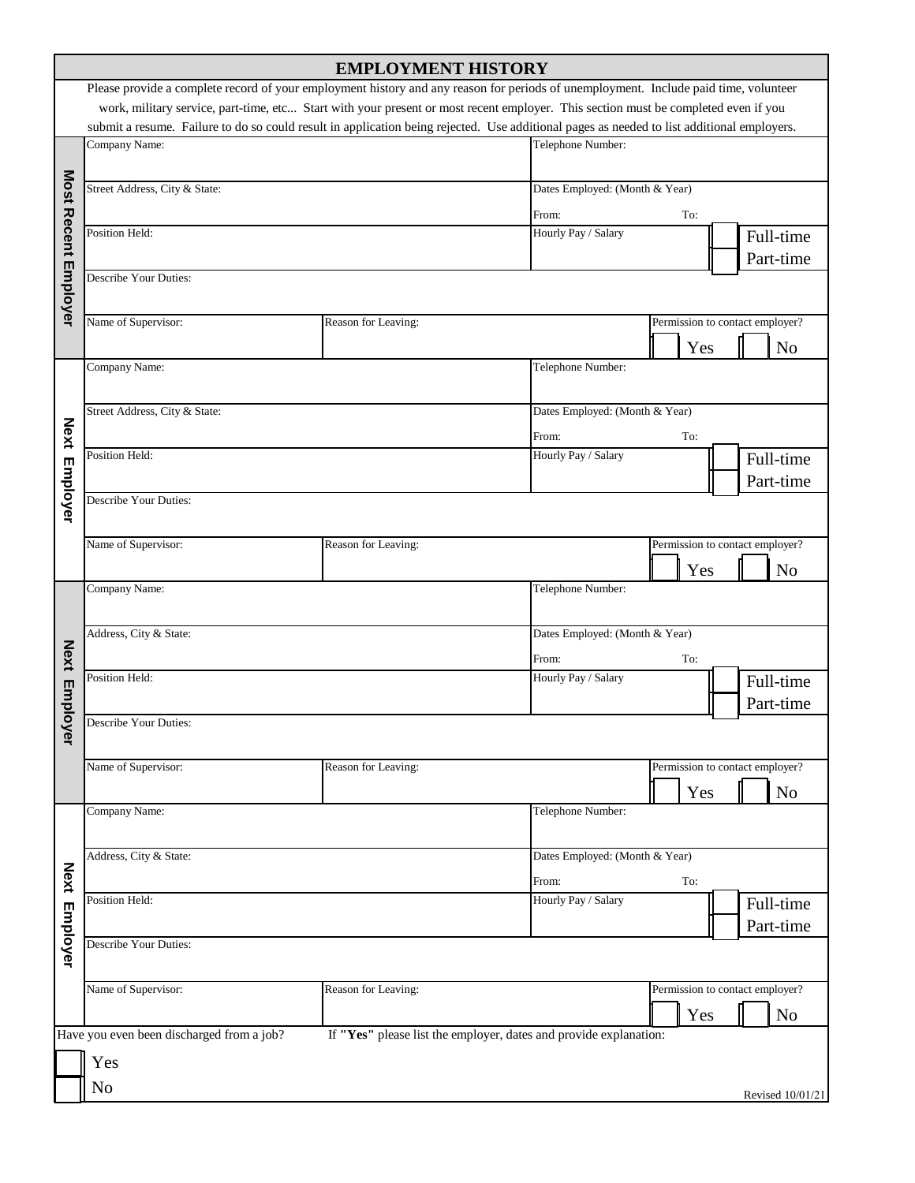# EMPLOYMENT HISTORY

Please provide a complete record of your employment history and any reason for periods of unemployment. Include paid time, volunteer work, military service, part-time, etc... Start with your present or most recent employer. This section must be completed even if you submit a resume. Failure to do so could result in application being rejected. Use additional pages as needed to list additional employers.

## Most Recent Employer

| Company Name: | | Telephone Number: | |
|---|---|---|---|
| Street Address, City & State: | | Dates Employed: (Month & Year) From: To: | |
| Position Held: | | Hourly Pay / Salary | ☐ Full-time ☐ Part-time |
| Describe Your Duties: | | | |
| Name of Supervisor: | Reason for Leaving: | | Permission to contact employer? ☐ Yes ☐ No |

## Next Employer

| Company Name: | | Telephone Number: | |
|---|---|---|---|
| Street Address, City & State: | | Dates Employed: (Month & Year) From: To: | |
| Position Held: | | Hourly Pay / Salary | ☐ Full-time ☐ Part-time |
| Describe Your Duties: | | | |
| Name of Supervisor: | Reason for Leaving: | | Permission to contact employer? ☐ Yes ☐ No |

## Next Employer

| Company Name: | | Telephone Number: | |
|---|---|---|---|
| Address, City & State: | | Dates Employed: (Month & Year) From: To: | |
| Position Held: | | Hourly Pay / Salary | ☐ Full-time ☐ Part-time |
| Describe Your Duties: | | | |
| Name of Supervisor: | Reason for Leaving: | | Permission to contact employer? ☐ Yes ☐ No |

## Next Employer

| Company Name: | | Telephone Number: | |
|---|---|---|---|
| Address, City & State: | | Dates Employed: (Month & Year) From: To: | |
| Position Held: | | Hourly Pay / Salary | ☐ Full-time ☐ Part-time |
| Describe Your Duties: | | | |
| Name of Supervisor: | Reason for Leaving: | | Permission to contact employer? ☐ Yes ☐ No |

Have you even been discharged from a job? If **"Yes"** please list the employer, dates and provide explanation:

☐ Yes
☐ No

Revised 10/01/21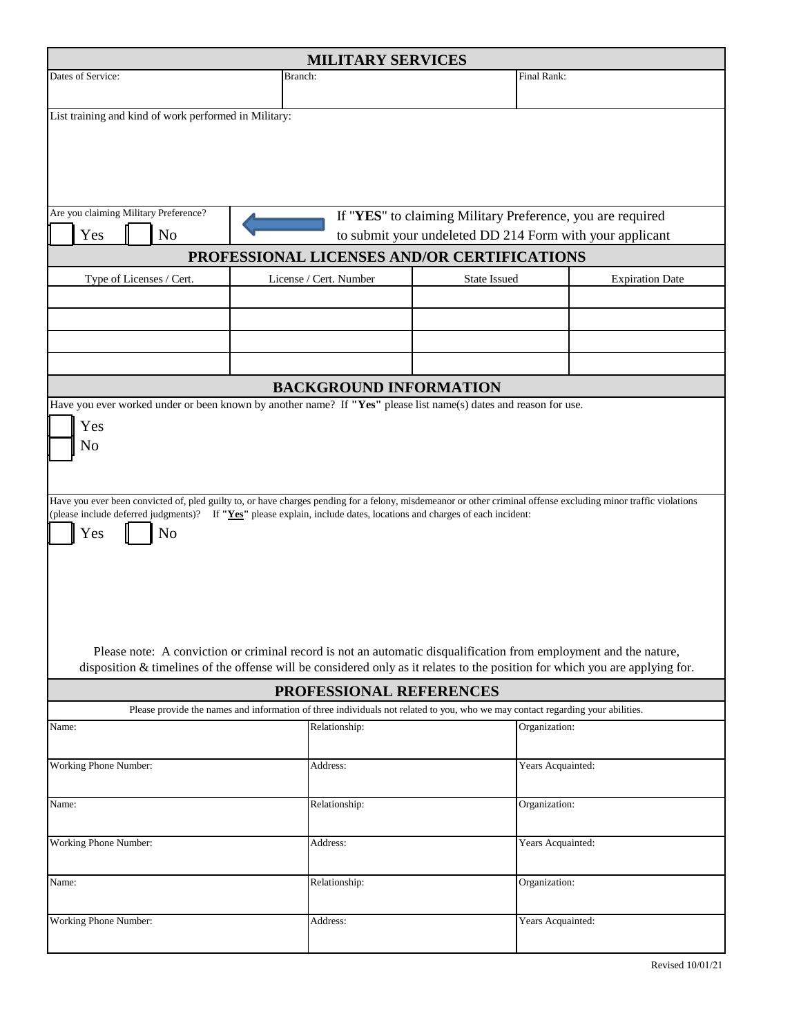## MILITARY SERVICES

| Dates of Service: | Branch: | Final Rank: |
|---|---|---|
| | | |

List training and kind of work performed in Military:

Are you claiming Military Preference?

☐ Yes ☐ No

If "**YES**" to claiming Military Preference, you are required to submit your undeleted DD 214 Form with your applicant

## PROFESSIONAL LICENSES AND/OR CERTIFICATIONS

| Type of Licenses / Cert. | License / Cert. Number | State Issued | Expiration Date |
|---|---|---|---|
| | | | |
| | | | |
| | | | |
| | | | |

## BACKGROUND INFORMATION

Have you ever worked under or been known by another name? If **"Yes"** please list name(s) dates and reason for use.

☐ Yes
☐ No

Have you ever been convicted of, pled guilty to, or have charges pending for a felony, misdemeanor or other criminal offense excluding minor traffic violations (please include deferred judgments)? If **"Yes"** please explain, include dates, locations and charges of each incident:

☐ Yes ☐ No

Please note: A conviction or criminal record is not an automatic disqualification from employment and the nature, disposition & timelines of the offense will be considered only as it relates to the position for which you are applying for.

## PROFESSIONAL REFERENCES

Please provide the names and information of three individuals not related to you, who we may contact regarding your abilities.

| Name: | Relationship: | Organization: |
|---|---|---|
| Working Phone Number: | Address: | Years Acquainted: |
| Name: | Relationship: | Organization: |
| Working Phone Number: | Address: | Years Acquainted: |
| Name: | Relationship: | Organization: |
| Working Phone Number: | Address: | Years Acquainted: |

Revised 10/01/21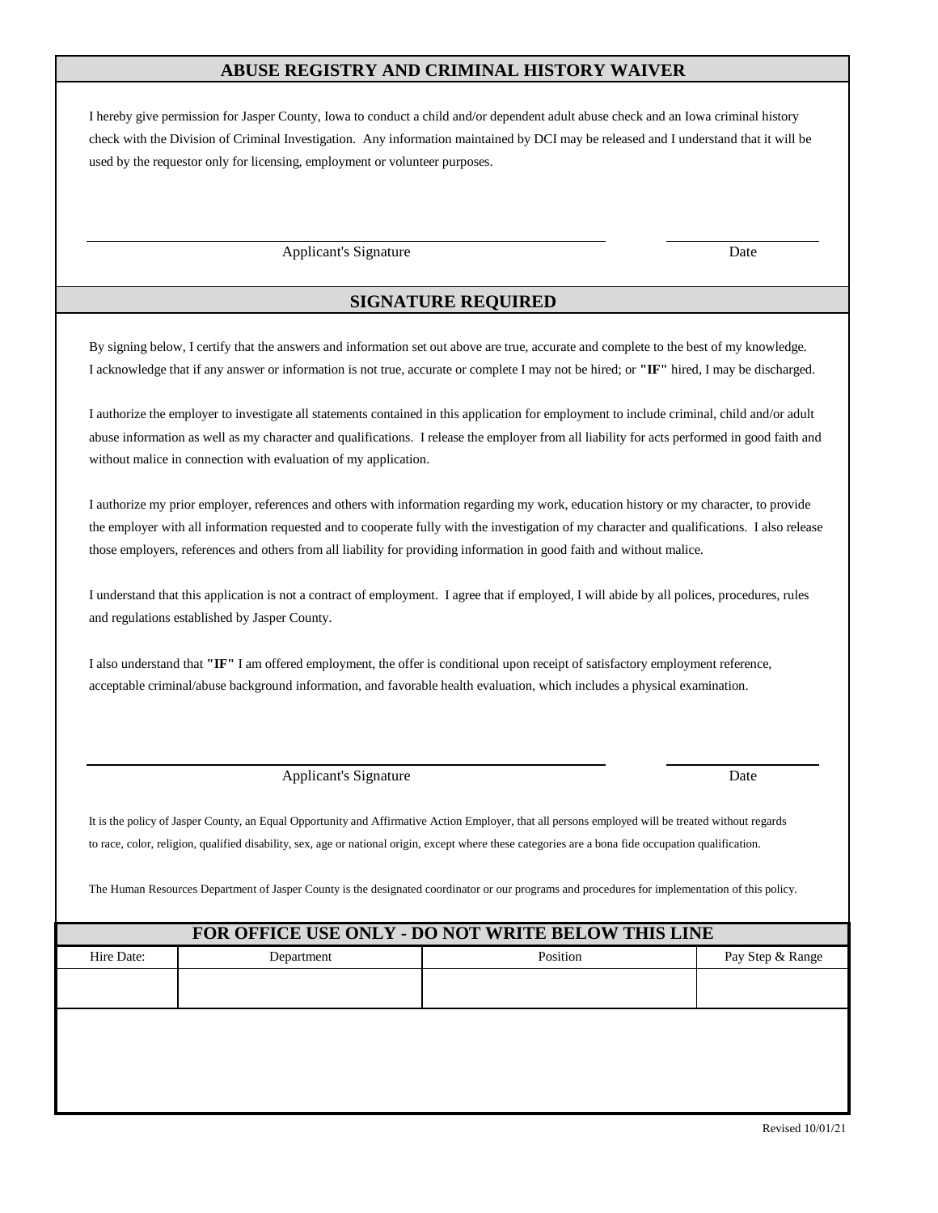## ABUSE REGISTRY AND CRIMINAL HISTORY WAIVER

I hereby give permission for Jasper County, Iowa to conduct a child and/or dependent adult abuse check and an Iowa criminal history check with the Division of Criminal Investigation. Any information maintained by DCI may be released and I understand that it will be used by the requestor only for licensing, employment or volunteer purposes.

\_\_\_\_\_\_\_\_\_\_\_\_\_\_\_\_\_\_\_\_\_\_\_\_\_\_\_\_\_\_\_\_\_\_\_\_\_\_\_\_ \_\_\_\_\_\_\_\_\_\_\_\_\_\_\_\_

Applicant's Signature Date

## SIGNATURE REQUIRED

By signing below, I certify that the answers and information set out above are true, accurate and complete to the best of my knowledge. I acknowledge that if any answer or information is not true, accurate or complete I may not be hired; or **"IF"** hired, I may be discharged.

I authorize the employer to investigate all statements contained in this application for employment to include criminal, child and/or adult abuse information as well as my character and qualifications. I release the employer from all liability for acts performed in good faith and without malice in connection with evaluation of my application.

I authorize my prior employer, references and others with information regarding my work, education history or my character, to provide the employer with all information requested and to cooperate fully with the investigation of my character and qualifications. I also release those employers, references and others from all liability for providing information in good faith and without malice.

I understand that this application is not a contract of employment. I agree that if employed, I will abide by all polices, procedures, rules and regulations established by Jasper County.

I also understand that **"IF"** I am offered employment, the offer is conditional upon receipt of satisfactory employment reference, acceptable criminal/abuse background information, and favorable health evaluation, which includes a physical examination.

\_\_\_\_\_\_\_\_\_\_\_\_\_\_\_\_\_\_\_\_\_\_\_\_\_\_\_\_\_\_\_\_\_\_\_\_\_\_\_\_ \_\_\_\_\_\_\_\_\_\_\_\_\_\_\_\_

Applicant's Signature Date

It is the policy of Jasper County, an Equal Opportunity and Affirmative Action Employer, that all persons employed will be treated without regards to race, color, religion, qualified disability, sex, age or national origin, except where these categories are a bona fide occupation qualification.

The Human Resources Department of Jasper County is the designated coordinator or our programs and procedures for implementation of this policy.

## FOR OFFICE USE ONLY - DO NOT WRITE BELOW THIS LINE

| Hire Date: | Department | Position | Pay Step & Range |
|---|---|---|---|
| | | | |

Revised 10/01/21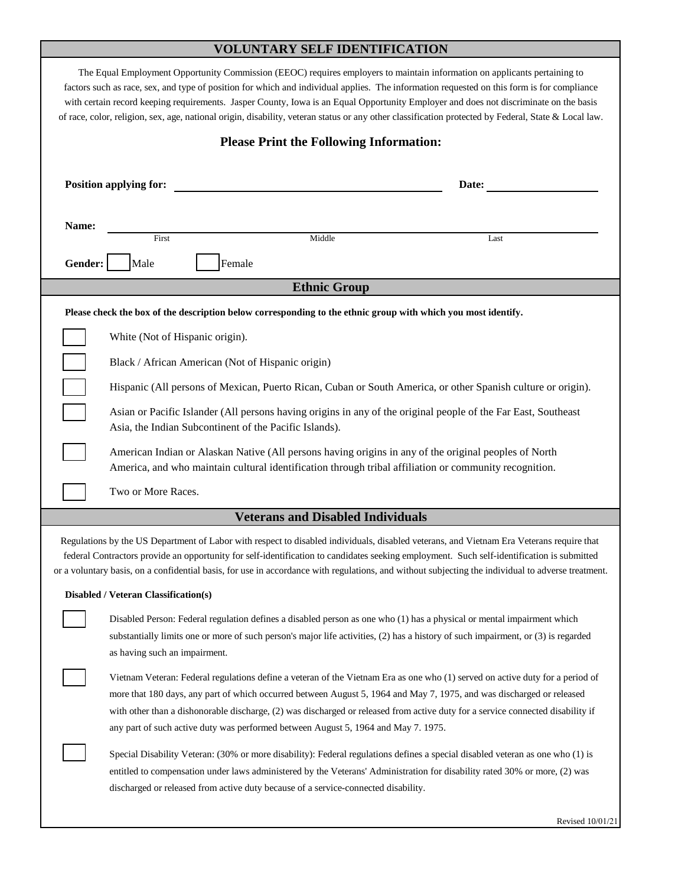# VOLUNTARY SELF IDENTIFICATION

The Equal Employment Opportunity Commission (EEOC) requires employers to maintain information on applicants pertaining to factors such as race, sex, and type of position for which and individual applies. The information requested on this form is for compliance with certain record keeping requirements. Jasper County, Iowa is an Equal Opportunity Employer and does not discriminate on the basis of race, color, religion, sex, age, national origin, disability, veteran status or any other classification protected by Federal, State & Local law.

## Please Print the Following Information:

**Position applying for:** ______________________________ **Date:** ______________

**Name:** ______________________________________________
First Middle Last

**Gender:** ☐ Male ☐ Female

## Ethnic Group

**Please check the box of the description below corresponding to the ethnic group with which you most identify.**

☐ White (Not of Hispanic origin).

☐ Black / African American (Not of Hispanic origin)

☐ Hispanic (All persons of Mexican, Puerto Rican, Cuban or South America, or other Spanish culture or origin).

☐ Asian or Pacific Islander (All persons having origins in any of the original people of the Far East, Southeast Asia, the Indian Subcontinent of the Pacific Islands).

☐ American Indian or Alaskan Native (All persons having origins in any of the original peoples of North America, and who maintain cultural identification through tribal affiliation or community recognition.

☐ Two or More Races.

## Veterans and Disabled Individuals

Regulations by the US Department of Labor with respect to disabled individuals, disabled veterans, and Vietnam Era Veterans require that federal Contractors provide an opportunity for self-identification to candidates seeking employment. Such self-identification is submitted or a voluntary basis, on a confidential basis, for use in accordance with regulations, and without subjecting the individual to adverse treatment.

**Disabled / Veteran Classification(s)**

☐ Disabled Person: Federal regulation defines a disabled person as one who (1) has a physical or mental impairment which substantially limits one or more of such person's major life activities, (2) has a history of such impairment, or (3) is regarded as having such an impairment.

☐ Vietnam Veteran: Federal regulations define a veteran of the Vietnam Era as one who (1) served on active duty for a period of more that 180 days, any part of which occurred between August 5, 1964 and May 7, 1975, and was discharged or released with other than a dishonorable discharge, (2) was discharged or released from active duty for a service connected disability if any part of such active duty was performed between August 5, 1964 and May 7. 1975.

☐ Special Disability Veteran: (30% or more disability): Federal regulations defines a special disabled veteran as one who (1) is entitled to compensation under laws administered by the Veterans' Administration for disability rated 30% or more, (2) was discharged or released from active duty because of a service-connected disability.

Revised 10/01/21